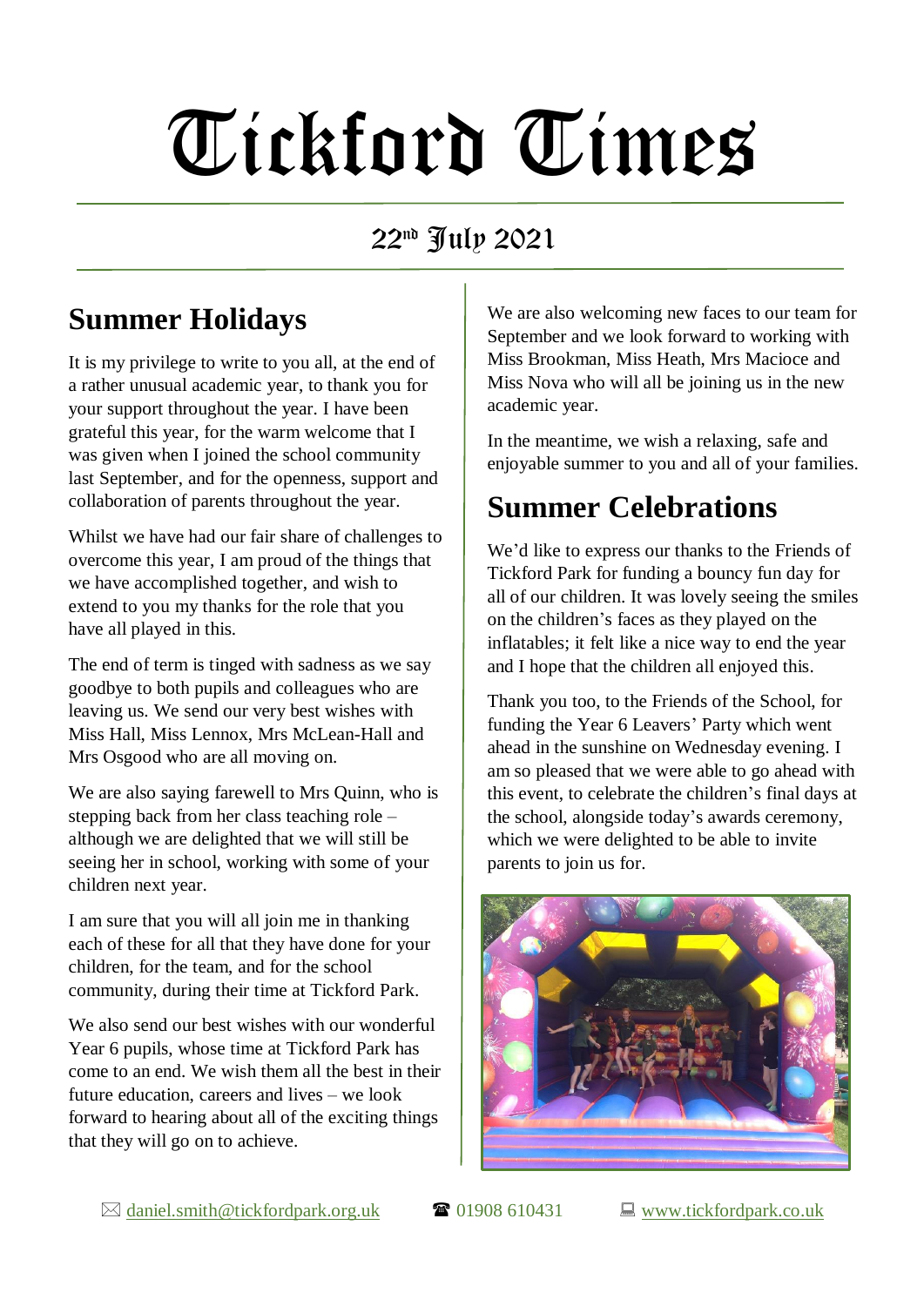# Tickford Times

## 22nd July 2021

## Summer Holidays

It is my privilege to write to you all, at the end of a rather unusual academic year, to thank you for your support throughout the year. I have been grateful this year, for the warm welcome that I was given when I joined the school community last September, and for the openness, support and collaboration of parents throughout the year.

Whilst we have had our fair share of challenges to overcome this year, I am proud of the things that we have accomplished together, and wish to extend to you my thanks for the role that you have all played in this.

The end of term is tinged with sadness as we say goodbye to both pupils and colleagues who are leaving us. We send our very best wishes with Miss Hall, Miss Lennox, Mrs McLean-Hall and Mrs Osgood who are all moving on.

We are also saying farewell to Mrs Quinn, who is stepping back from her class teaching role – although we are delighted that we will still be seeing her in school, working with some of your children next year.

I am sure that you will all join me in thanking each of these for all that they have done for your children, for the team, and for the school community, during their time at Tickford Park.

We also send our best wishes with our wonderful Year 6 pupils, whose time at Tickford Park has come to an end. We wish them all the best in their future education, careers and lives – we look forward to hearing about all of the exciting things that they will go on to achieve.

We are also welcoming new faces to our team for September and we look forward to working with Miss Brookman, Miss Heath, Mrs Macioce and Miss Nova who will all be joining us in the new academic year.

In the meantime, we wish a relaxing, safe and enjoyable summer to you and all of your families.

## Summer Celebrations

We'd like to express our thanks to the Friends of Tickford Park for funding a bouncy fun day for all of our children. It was lovely seeing the smiles on the children's faces as they played on the inflatables; it felt like a nice way to end the year and I hope that the children all enjoyed this.

Thank you too, to the Friends of the School, for funding the Year 6 Leavers' Party which went ahead in the sunshine on Wednesday evening. I am so pleased that we were able to go ahead with this event, to celebrate the children's final days at the school, alongside today's awards ceremony, which we were delighted to be able to invite parents to join us for.

✉ daniel.smith@tickfordpark.org.uk ☎ 01908 610431 💻 www.tickfordpark.co.uk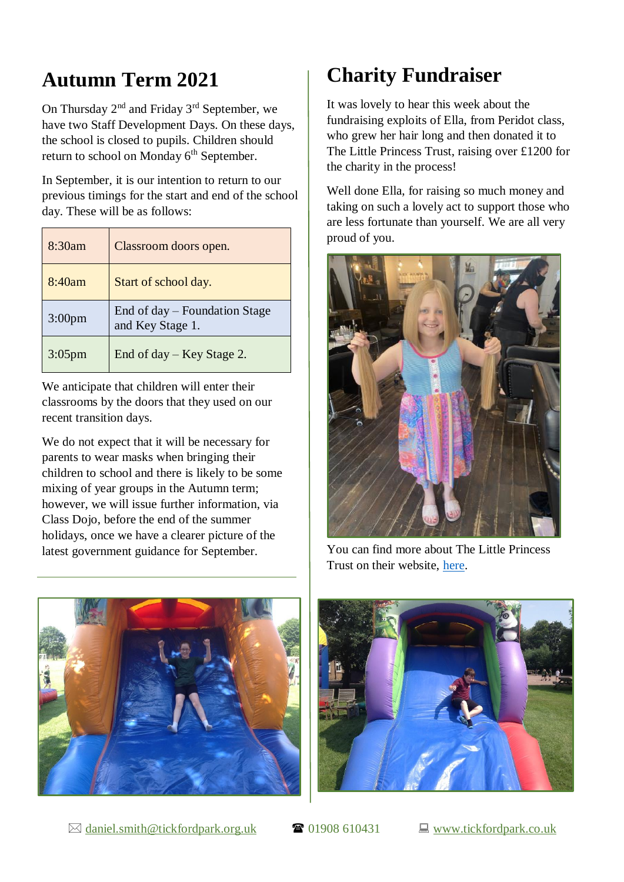# Autumn Term 2021

On Thursday 2nd and Friday 3rd September, we have two Staff Development Days. On these days, the school is closed to pupils. Children should return to school on Monday 6th September.

In September, it is our intention to return to our previous timings for the start and end of the school day. These will be as follows:

| | |
|---|---|
| 8:30am | Classroom doors open. |
| 8:40am | Start of school day. |
| 3:00pm | End of day – Foundation Stage and Key Stage 1. |
| 3:05pm | End of day – Key Stage 2. |

We anticipate that children will enter their classrooms by the doors that they used on our recent transition days.

We do not expect that it will be necessary for parents to wear masks when bringing their children to school and there is likely to be some mixing of year groups in the Autumn term; however, we will issue further information, via Class Dojo, before the end of the summer holidays, once we have a clearer picture of the latest government guidance for September.

# Charity Fundraiser

It was lovely to hear this week about the fundraising exploits of Ella, from Peridot class, who grew her hair long and then donated it to The Little Princess Trust, raising over £1200 for the charity in the process!

Well done Ella, for raising so much money and taking on such a lovely act to support those who are less fortunate than yourself. We are all very proud of you.

You can find more about The Little Princess Trust on their website, here.

daniel.smith@tickfordpark.org.uk ☎ 01908 610431 www.tickfordpark.co.uk